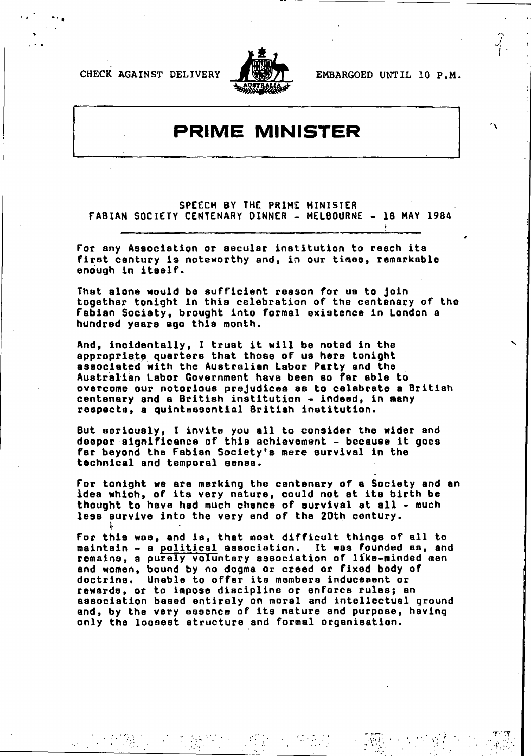CHECK AGAINST DELIVERY

EMBARGOED UNTIL 10 P.M.

# PRIME MINISTER

## SPEECH BY THE PRIME MINISTER FABIAN SOCIETY CENTENARY DINNER - MELBOURNE - 18 MAY 1984

For any Association or secular institution to reach its first century is noteworthy and, in our times, remarkable enough in itself.

That alone would be sufficient reason for us to join together tonight in this celebration of the centenary of the Fabian Society, brought into formal existence in London a hundred years ago this month.

And, incidentally, I trust it will be noted in the appropriate quarters that those of us here tonight associated with the Australian Labor Party and the Australian Labor Government have been so far able to overcome our notorious prejudices as to celebrate a British centenary and a British institution - indeed, in many respects, a quintessential British institution.

But seriously, I invite you all to consider the wider and deeper significance of this achievement - because it goes far beyond the Fabian Society's mere survival in the technical and temporal sense.

For tonight we are marking the centenary of a Society and an idea which, of its very nature, could not at its birth be thought to have had much chance of survival at all - much less survive into the very end of the 20th century.

For this was, and is, that most difficult things of all to maintain - a political association. It was founded as, and remains, a purely voluntary association of like-minded men and women, bound by no dogma or creed or fixed body of doctrine. Unable to offer its members inducement or rewards, or to impose discipline or enforce rules; an association based entirely on moral and intellectual ground and, by the very essence of its nature and purpose, having only the loosest structure and formal organisation.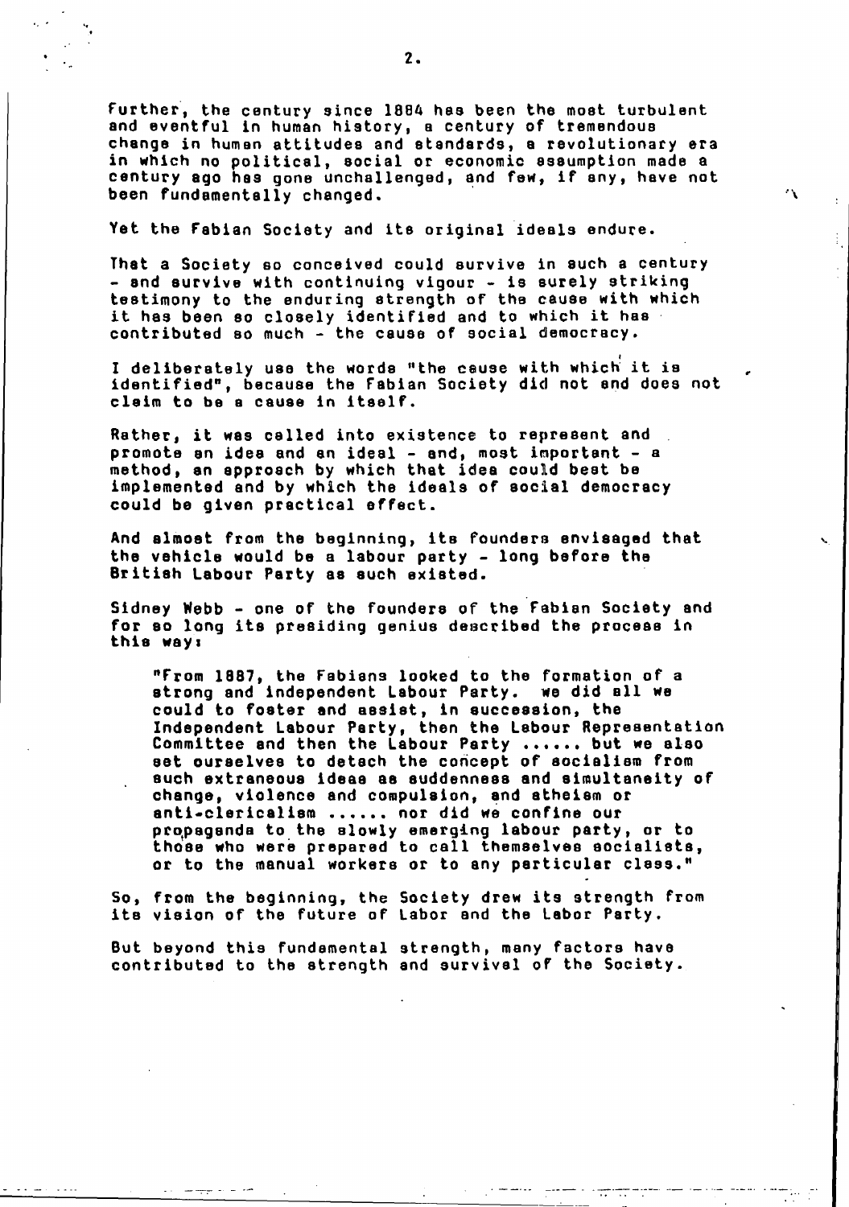Further, the century since 1884 has been the most turbulent and eventful in human history, a century of tremendous change in human attitudes and standards, a revolutionary era in which no political, social or economic assumption made a century ago has gone unchallenged, and few, if any, have not been fundamentally changed.

Yet the Fabian Society and its original ideals endure.

That a Society so conceived could survive in such a century - and survive with continuing vigour - is surely striking testimony to the enduring strength of the cause with which it has been so closely identified and to which it has contributed so much - the cause of social democracy.

I deliberately use the words "the cause with which it is identified", because the Fabian Society did not and does not claim to be a cause in itself.

Rather, it was called into existence to represent and promote an idea and an ideal - and, most important - a method, an approach by which that idea could best be implemented and by which the ideals of social democracy could be given practical effect.

And almost from the beginning, its founders envisaged that the vehicle would be a labour party - long before the British Labour Party as such existed.

Sidney Webb - one of the founders of the Fabian Society and for so long its presiding genius described the process in this way:

> "From 1887, the Fabians looked to the formation of a strong and independent Labour Party. We did all we could to foster and assist, in succession, the Independent Labour Party, then the Labour Representation Committee and then the Labour Party ...... but we also set ourselves to detach the concept of socialism from such extraneous ideas as suddenness and simultaneity of change, violence and compulsion, and atheism or anti-clericalism ...... nor did we confine our propaganda to the slowly emerging labour party, or to those who were prepared to call themselves socialists, or to the manual workers or to any particular class."

So, from the beginning, the Society drew its strength from its vision of the future of Labor and the Labor Party.

But beyond this fundamental strength, many factors have contributed to the strength and survival of the Society.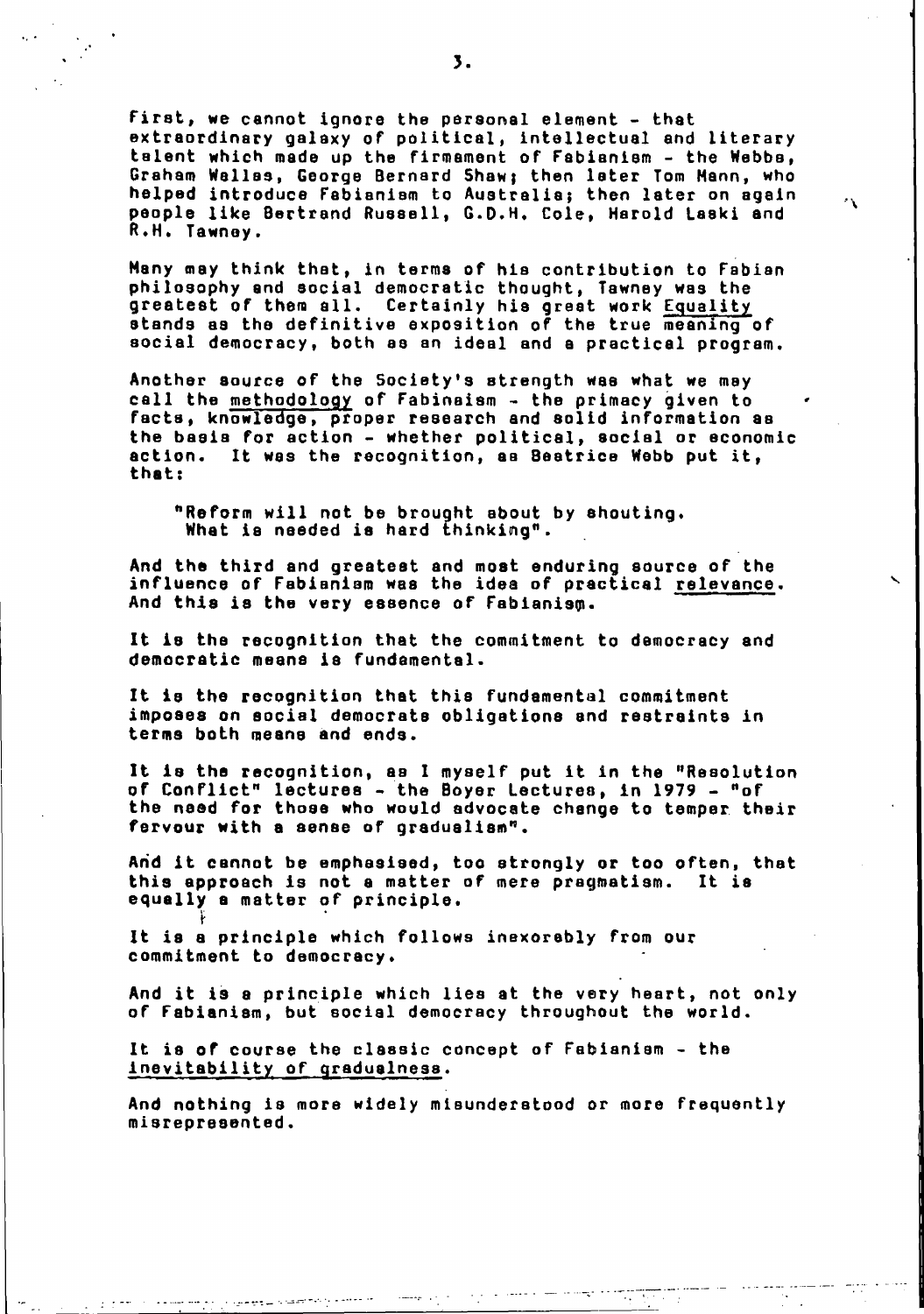First, we cannot ignore the personal element - that extraordinary galaxy of political, intellectual and literary talent which made up the firmament of Fabianism - the Webbs, Graham Wallas, George Bernard Shaw; then later Tom Mann, who helped introduce Fabianism to Australia; then later on again people like Bertrand Russell, G.D.H. Cole, Harold Laski and R.H. Tawney.

Many may think that, in terms of his contribution to Fabian philosophy and social democratic thought, Tawney was the greatest of them all. Certainly his great work _Equality_ stands as the definitive exposition of the true meaning of social democracy, both as an ideal and a practical program.

Another source of the Society's strength was what we may call the _methodology_ of Fabinaism - the primacy given to facts, knowledge, proper research and solid information as the basis for action - whether political, social or economic action. It was the recognition, as Beatrice Webb put it, that:

> "Reform will not be brought about by shouting. What is needed is hard thinking".

And the third and greatest and most enduring source of the influence of Fabianism was the idea of practical _relevance_. And this is the very essence of Fabianism.

It is the recognition that the commitment to democracy and democratic means is fundamental.

It is the recognition that this fundamental commitment imposes on social democrats obligations and restraints in terms both means and ends.

It is the recognition, as I myself put it in the "Resolution of Conflict" lectures - the Boyer Lectures, in 1979 - "of the need for those who would advocate change to temper their fervour with a sense of gradualism".

And it cannot be emphasised, too strongly or too often, that this approach is not a matter of mere pragmatism. It is equally a matter of principle.

It is a principle which follows inexorably from our commitment to democracy.

And it is a principle which lies at the very heart, not only of Fabianism, but social democracy throughout the world.

It is of course the classic concept of Fabianism - the _inevitability of gradualness_.

And nothing is more widely misunderstood or more frequently misrepresented.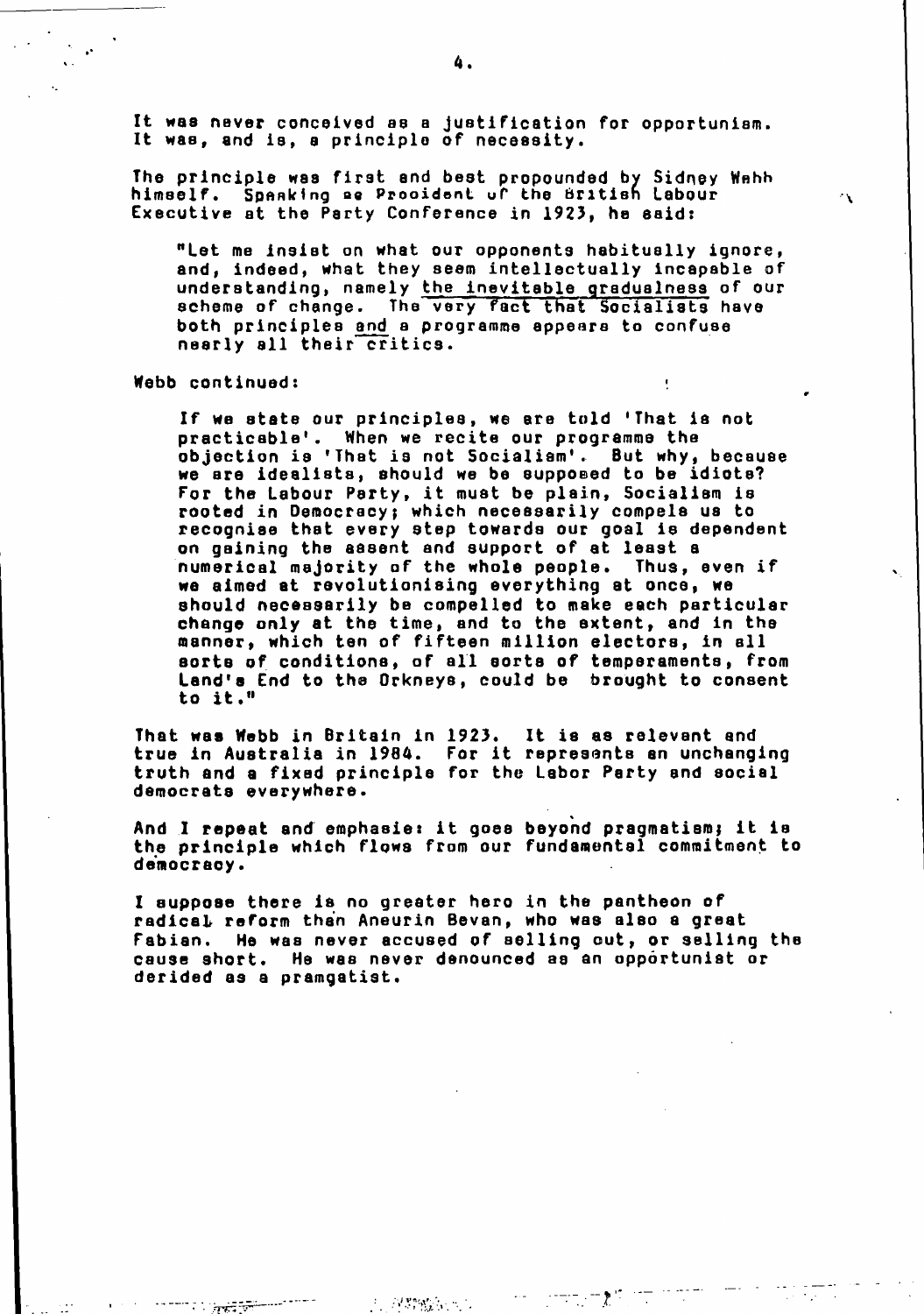It was never conceived as a justification for opportunism. It was, and is, a principle of necessity.

The principle was first and best propounded by Sidney Webb himself. Speaking as President of the British Labour Executive at the Party Conference in 1923, he said:

> "Let me insist on what our opponents habitually ignore, and, indeed, what they seem intellectually incapable of understanding, namely the inevitable gradualness of our scheme of change. The very fact that Socialists have both principles and a programme appears to confuse nearly all their critics.

Webb continued:

> If we state our principles, we are told 'That is not practicable'. When we recite our programme the objection is 'That is not Socialism'. But why, because we are idealists, should we be supposed to be idiots? For the Labour Party, it must be plain, Socialism is rooted in Democracy; which necessarily compels us to recognise that every step towards our goal is dependent on gaining the assent and support of at least a numerical majority of the whole people. Thus, even if we aimed at revolutionising everything at once, we should necessarily be compelled to make each particular change only at the time, and to the extent, and in the manner, which ten of fifteen million electors, in all sorts of conditions, of all sorts of temperaments, from Land's End to the Orkneys, could be brought to consent to it."

That was Webb in Britain in 1923. It is as relevant and true in Australia in 1984. For it represents an unchanging truth and a fixed principle for the Labor Party and social democrats everywhere.

And I repeat and emphasis: it goes beyond pragmatism; it is the principle which flows from our fundamental commitment to democracy.

I suppose there is no greater hero in the pantheon of radical reform than Aneurin Bevan, who was also a great Fabian. He was never accused of selling out, or selling the cause short. He was never denounced as an opportunist or derided as a pramgatist.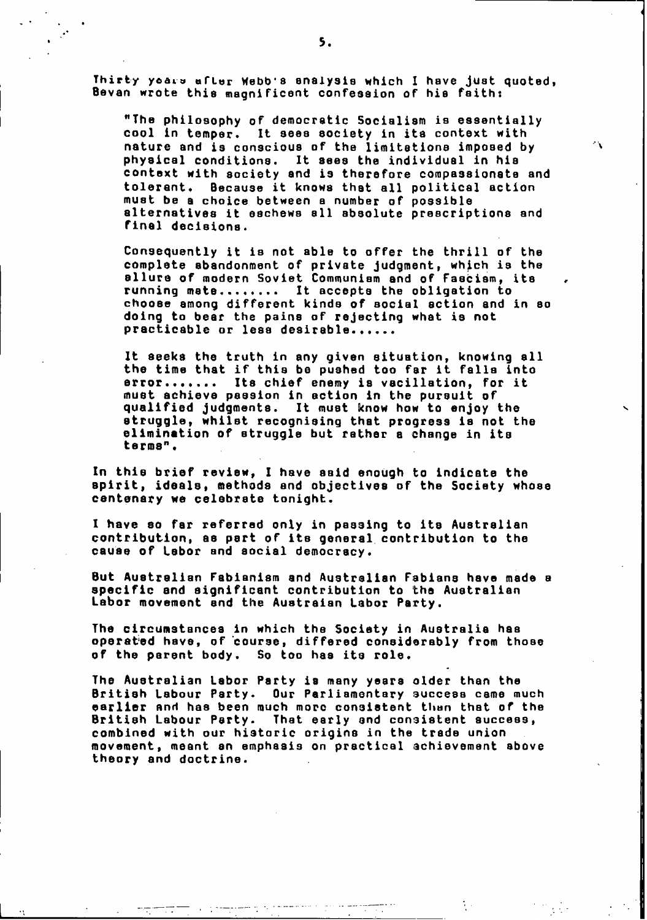Thirty years after Webb's analysis which I have just quoted, Bevan wrote this magnificent confession of his faith:

> "The philosophy of democratic Socialism is essentially cool in temper. It sees society in its context with nature and is conscious of the limitations imposed by physical conditions. It sees the individual in his context with society and is therefore compassionate and tolerant. Because it knows that all political action must be a choice between a number of possible alternatives it eschews all absolute prescriptions and final decisions.
>
> Consequently it is not able to offer the thrill of the complete abandonment of private judgment, which is the allure of modern Soviet Communism and of Fascism, its running mate........ It accepts the obligation to choose among different kinds of social action and in so doing to bear the pains of rejecting what is not practicable or less desirable......
>
> It seeks the truth in any given situation, knowing all the time that if this be pushed too far it falls into error....... Its chief enemy is vacillation, for it must achieve passion in action in the pursuit of qualified judgments. It must know how to enjoy the struggle, whilst recognising that progress is not the elimination of struggle but rather a change in its terms".

In this brief review, I have said enough to indicate the spirit, ideals, methods and objectives of the Society whose centenary we celebrate tonight.

I have so far referred only in passing to its Australian contribution, as part of its general contribution to the cause of Labor and social democracy.

But Australian Fabianism and Australian Fabians have made a specific and significant contribution to the Australian Labor movement and the Austraian Labor Party.

The circumstances in which the Society in Australia has operated have, of course, differed considerably from those of the parent body. So too has its role.

The Australian Labor Party is many years older than the British Labour Party. Our Parliamentary success came much earlier and has been much more consistent than that of the British Labour Party. That early and consistent success, combined with our historic origins in the trade union movement, meant an emphasis on practical achievement above theory and doctrine.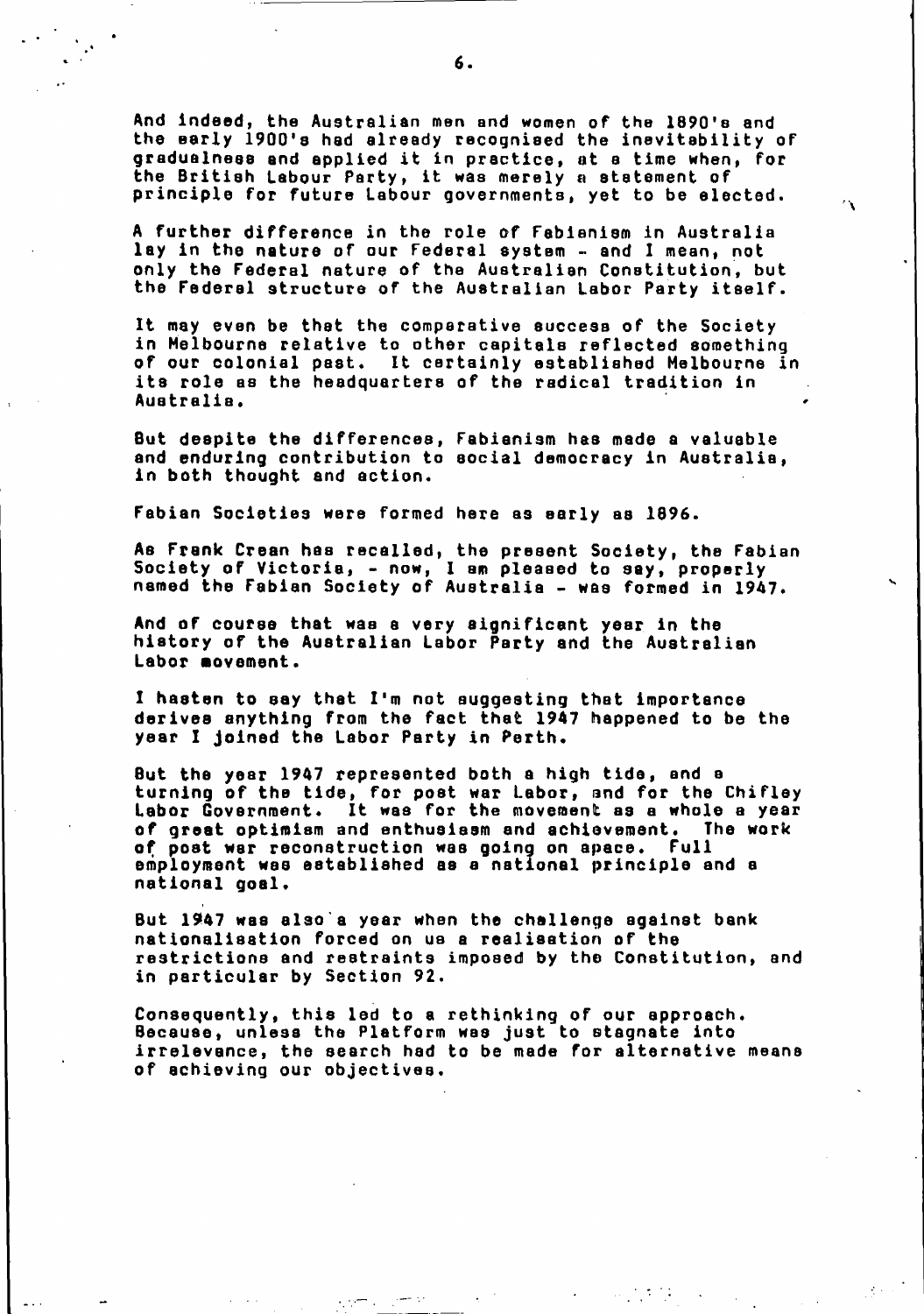And indeed, the Australian men and women of the 1890's and the early 1900's had already recognised the inevitability of gradualness and applied it in practice, at a time when, for the British Labour Party, it was merely a statement of principle for future Labour governments, yet to be elected.

A further difference in the role of Fabianism in Australia lay in the nature of our Federal system - and I mean, not only the Federal nature of the Australian Constitution, but the Federal structure of the Australian Labor Party itself.

It may even be that the comparative success of the Society in Melbourne relative to other capitals reflected something of our colonial past. It certainly established Melbourne in its role as the headquarters of the radical tradition in Australia.

But despite the differences, Fabianism has made a valuable and enduring contribution to social democracy in Australia, in both thought and action.

Fabian Societies were formed here as early as 1896.

As Frank Crean has recalled, the present Society, the Fabian Society of Victoria, - now, I am pleased to say, properly named the Fabian Society of Australia - was formed in 1947.

And of course that was a very significant year in the history of the Australian Labor Party and the Australian Labor movement.

I hasten to say that I'm not suggesting that importance derives anything from the fact that 1947 happened to be the year I joined the Labor Party in Perth.

But the year 1947 represented both a high tide, and a turning of the tide, for post war Labor, and for the Chifley Labor Government. It was for the movement as a whole a year of great optimism and enthusiasm and achievement. The work of post war reconstruction was going on apace. Full employment was established as a national principle and a national goal.

But 1947 was also a year when the challenge against bank nationalisation forced on us a realisation of the restrictions and restraints imposed by the Constitution, and in particular by Section 92.

Consequently, this led to a rethinking of our approach. Because, unless the Platform was just to stagnate into irrelevance, the search had to be made for alternative means of achieving our objectives.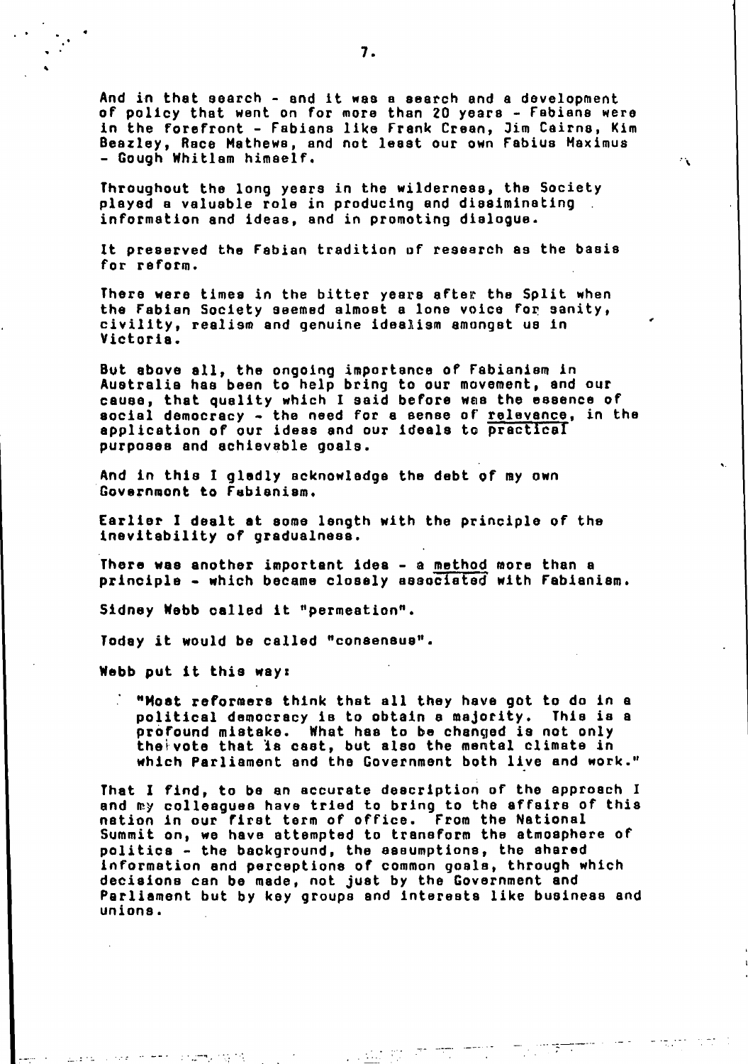And in that search - and it was a search and a development of policy that went on for more than 20 years - Fabians were in the forefront - Fabians like Frank Crean, Jim Cairns, Kim Beazley, Race Mathews, and not least our own Fabius Maximus - Gough Whitlam himself.

Throughout the long years in the wilderness, the Society played a valuable role in producing and disseminating information and ideas, and in promoting dialogue.

It preserved the Fabian tradition of research as the basis for reform.

There were times in the bitter years after the Split when the Fabian Society seemed almost a lone voice for sanity, civility, realism and genuine idealism amongst us in Victoria.

But above all, the ongoing importance of Fabianism in Australia has been to help bring to our movement, and our cause, that quality which I said before was the essence of social democracy - the need for a sense of <u>relevance</u>, in the application of our ideas and our ideals to <u>practical</u> purposes and achievable goals.

And in this I gladly acknowledge the debt of my own Government to Fabianism.

Earlier I dealt at some length with the principle of the inevitability of gradualness.

There was another important idea - a <u>method</u> more than a principle - which became closely <u>associated</u> with Fabianism.

Sidney Webb called it "permeation".

Today it would be called "consensus".

Webb put it this way:

> "Most reformers think that all they have got to do in a political democracy is to obtain a majority. This is a profound mistake. What has to be changed is not only the vote that is cast, but also the mental climate in which Parliament and the Government both live and work."

That I find, to be an accurate description of the approach I and my colleagues have tried to bring to the affairs of this nation in our first term of office. From the National Summit on, we have attempted to transform the atmosphere of politics - the background, the assumptions, the shared information and perceptions of common goals, through which decisions can be made, not just by the Government and Parliament but by key groups and interests like business and unions.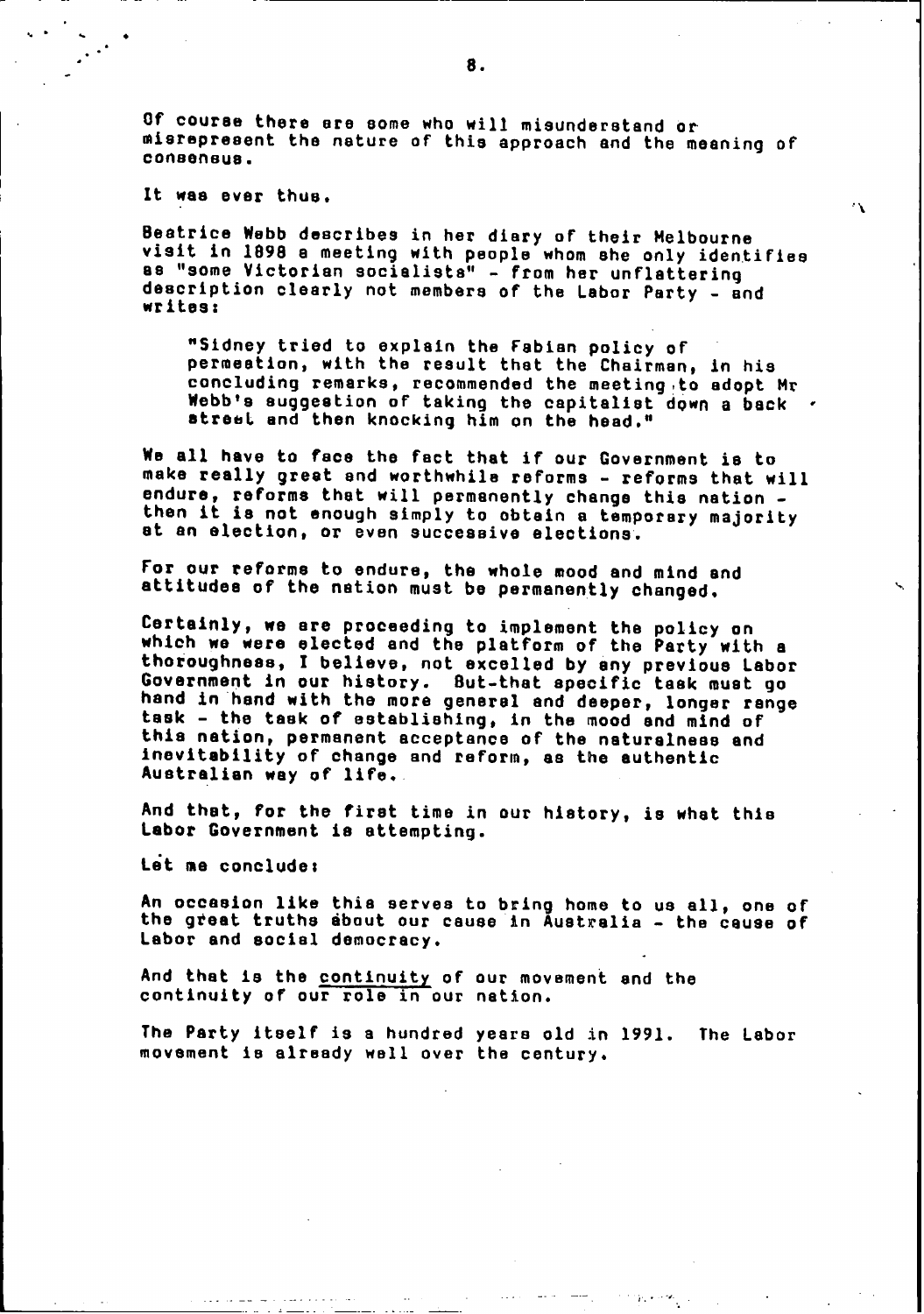Of course there are some who will misunderstand or misrepresent the nature of this approach and the meaning of consensus.

It was ever thus.

Beatrice Webb describes in her diary of their Melbourne visit in 1898 a meeting with people whom she only identifies as "some Victorian socialists" - from her unflattering description clearly not members of the Labor Party - and writes:

> "Sidney tried to explain the Fabian policy of permeation, with the result that the Chairman, in his concluding remarks, recommended the meeting to adopt Mr Webb's suggestion of taking the capitalist down a back street and then knocking him on the head."

We all have to face the fact that if our Government is to make really great and worthwhile reforms - reforms that will endure, reforms that will permanently change this nation - then it is not enough simply to obtain a temporary majority at an election, or even successive elections.

For our reforms to endure, the whole mood and mind and attitudes of the nation must be permanently changed.

Certainly, we are proceeding to implement the policy on which we were elected and the platform of the Party with a thoroughness, I believe, not excelled by any previous Labor Government in our history. But that specific task must go hand in hand with the more general and deeper, longer range task - the task of establishing, in the mood and mind of this nation, permanent acceptance of the naturalness and inevitability of change and reform, as the authentic Australian way of life.

And that, for the first time in our history, is what this Labor Government is attempting.

Let me conclude:

An occasion like this serves to bring home to us all, one of the great truths about our cause in Australia - the cause of Labor and social democracy.

And that is the <u>continuity</u> of our movement and the continuity of our role in our nation.

The Party itself is a hundred years old in 1991. The Labor movement is already well over the century.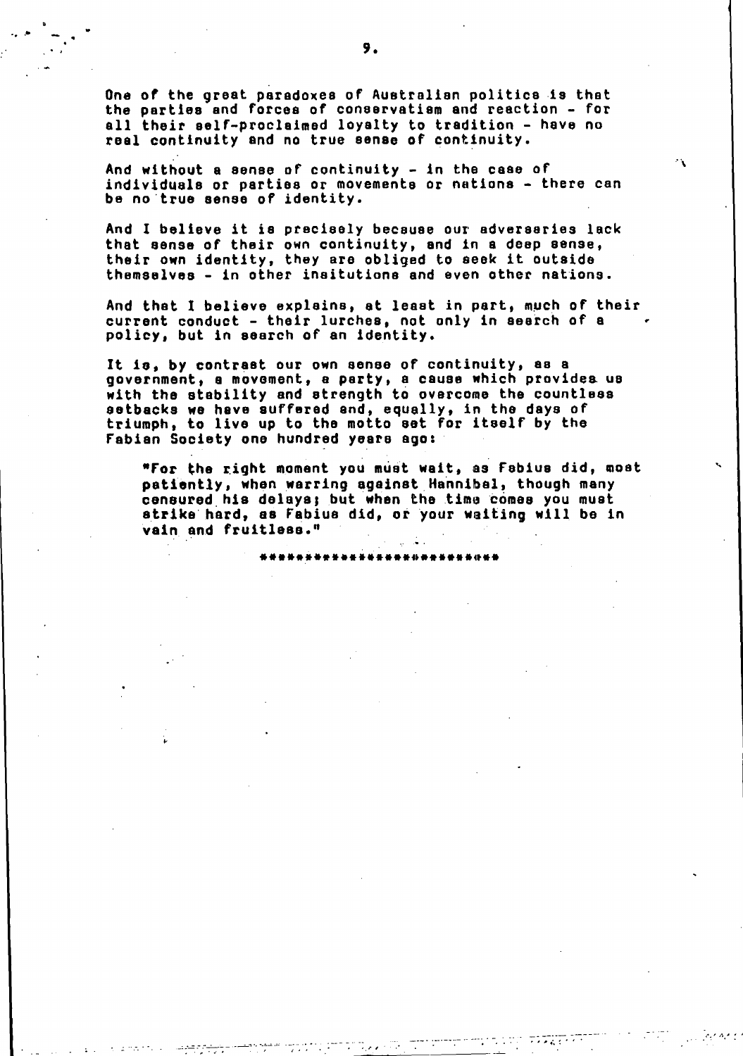One of the great paradoxes of Australian politics is that the parties and forces of conservatism and reaction - for all their self-proclaimed loyalty to tradition - have no real continuity and no true sense of continuity.

And without a sense of continuity - in the case of individuals or parties or movements or nations - there can be no true sense of identity.

And I believe it is precisely because our adversaries lack that sense of their own continuity, and in a deep sense, their own identity, they are obliged to seek it outside themselves - in other insitutions and even other nations.

And that I believe explains, at least in part, much of their current conduct - their lurches, not only in search of a policy, but in search of an identity.

It is, by contrast our own sense of continuity, as a government, a movement, a party, a cause which provides us with the stability and strength to overcome the countless setbacks we have suffered and, equally, in the days of triumph, to live up to the motto set for itself by the Fabian Society one hundred years ago:

> "For the right moment you must wait, as Fabius did, most patiently, when warring against Hannibal, though many censured his delays; but when the time comes you must strike hard, as Fabius did, or your waiting will be in vain and fruitless."

**************************